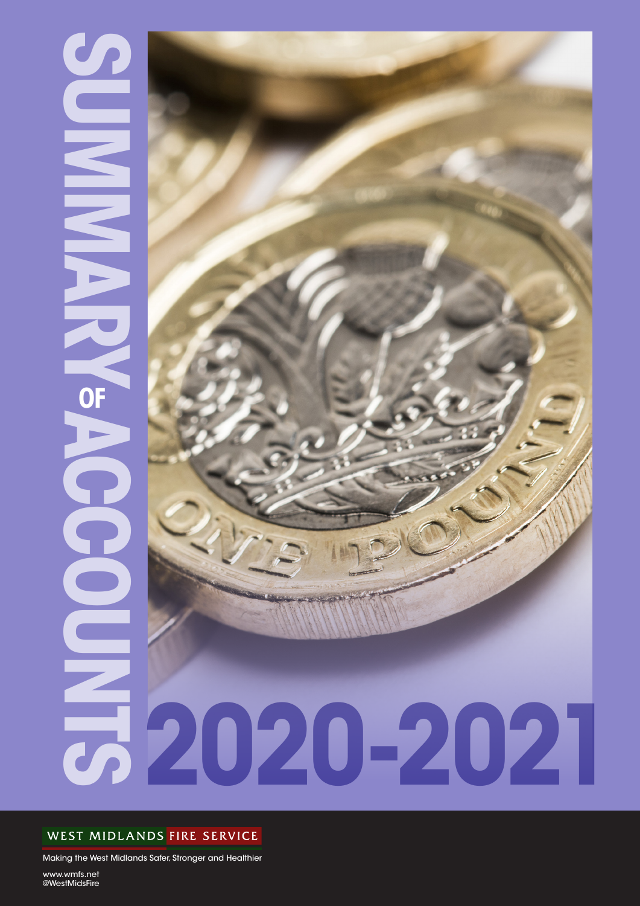# SUMMARY OF ACCOUNTS

# 2020-2021

WEST MIDLANDS FIRE SERVICE

Making the West Midlands Safer, Stronger and Healthier

www.wmfs.net
@WestMidsFire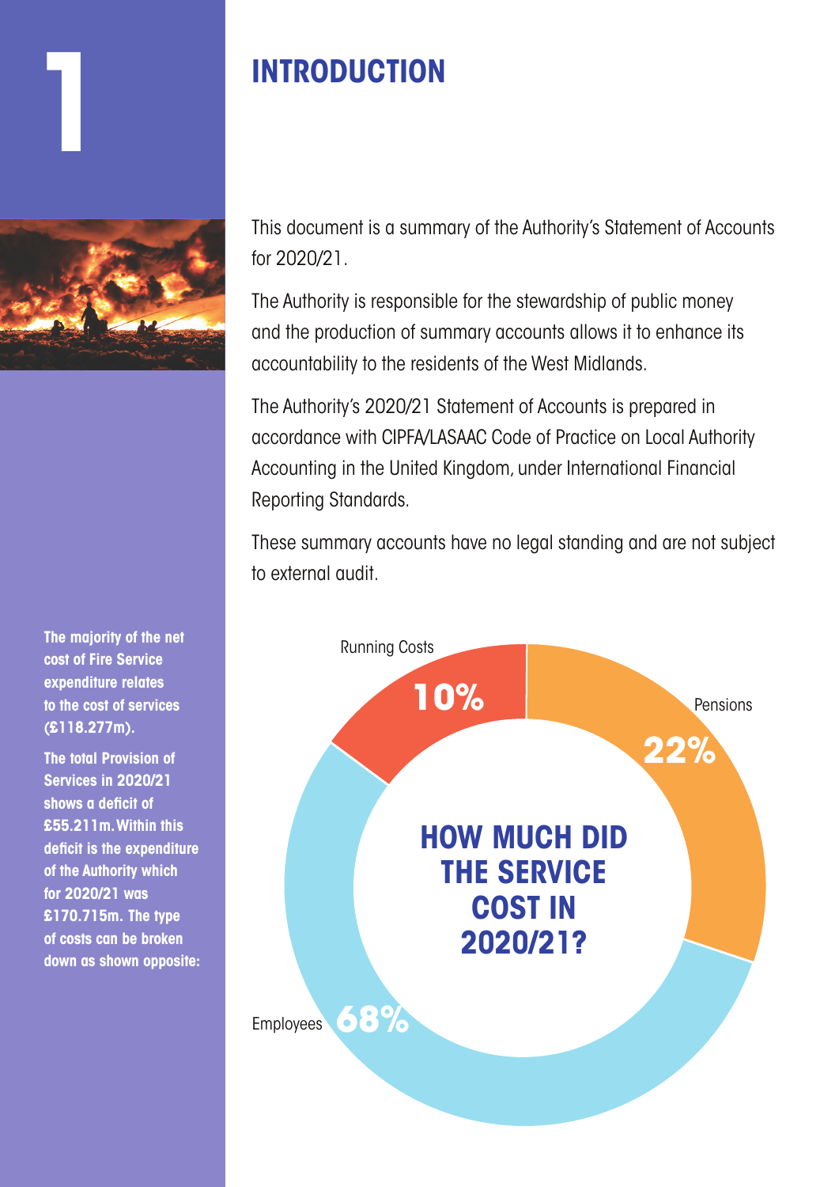# 1 INTRODUCTION

This document is a summary of the Authority's Statement of Accounts for 2020/21.

The Authority is responsible for the stewardship of public money and the production of summary accounts allows it to enhance its accountability to the residents of the West Midlands.

The Authority's 2020/21 Statement of Accounts is prepared in accordance with CIPFA/LASAAC Code of Practice on Local Authority Accounting in the United Kingdom, under International Financial Reporting Standards.

These summary accounts have no legal standing and are not subject to external audit.

**The majority of the net cost of Fire Service expenditure relates to the cost of services (£118.277m).**

**The total Provision of Services in 2020/21 shows a deficit of £55.211m. Within this deficit is the expenditure of the Authority which for 2020/21 was £170.715m. The type of costs can be broken down as shown opposite:**

**HOW MUCH DID THE SERVICE COST IN 2020/21?**

| Type of cost | Percentage |
|---|---|
| Running Costs | 10% |
| Pensions | 22% |
| Employees | 68% |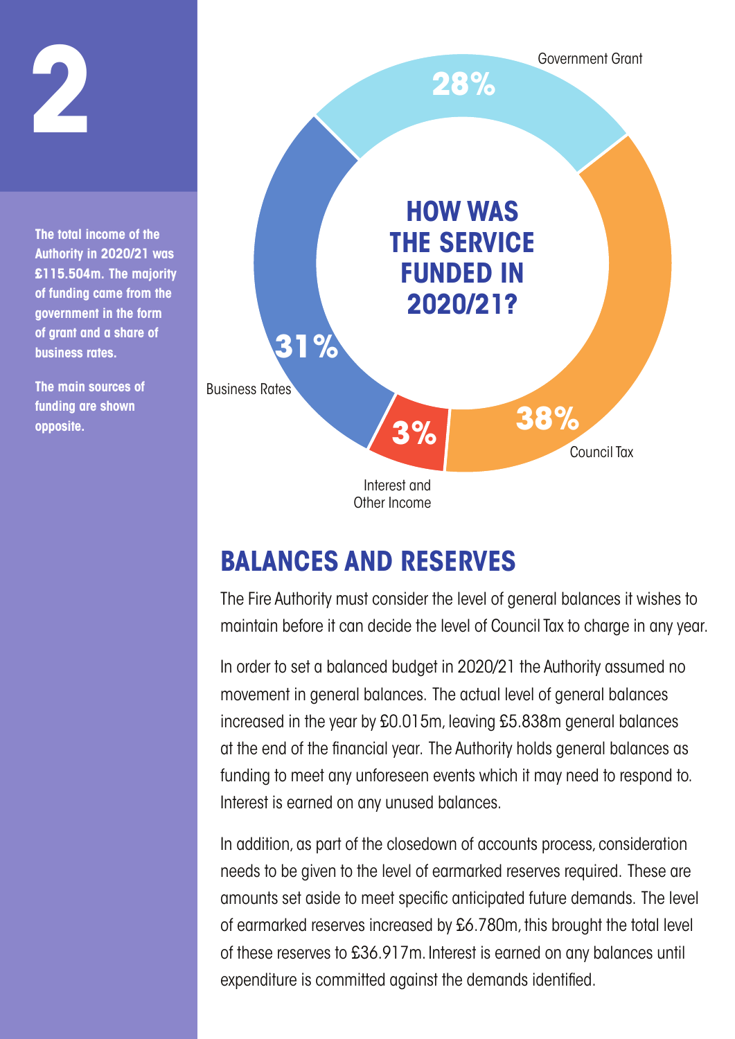## 2

**The total income of the Authority in 2020/21 was £115.504m. The majority of funding came from the government in the form of grant and a share of business rates.**

**The main sources of funding are shown opposite.**

### HOW WAS THE SERVICE FUNDED IN 2020/21?

| Source | Percentage |
| --- | --- |
| Government Grant | 28% |
| Council Tax | 38% |
| Interest and Other Income | 3% |
| Business Rates | 31% |

## BALANCES AND RESERVES

The Fire Authority must consider the level of general balances it wishes to maintain before it can decide the level of Council Tax to charge in any year.

In order to set a balanced budget in 2020/21 the Authority assumed no movement in general balances. The actual level of general balances increased in the year by £0.015m, leaving £5.838m general balances at the end of the financial year. The Authority holds general balances as funding to meet any unforeseen events which it may need to respond to. Interest is earned on any unused balances.

In addition, as part of the closedown of accounts process, consideration needs to be given to the level of earmarked reserves required. These are amounts set aside to meet specific anticipated future demands. The level of earmarked reserves increased by £6.780m, this brought the total level of these reserves to £36.917m. Interest is earned on any balances until expenditure is committed against the demands identified.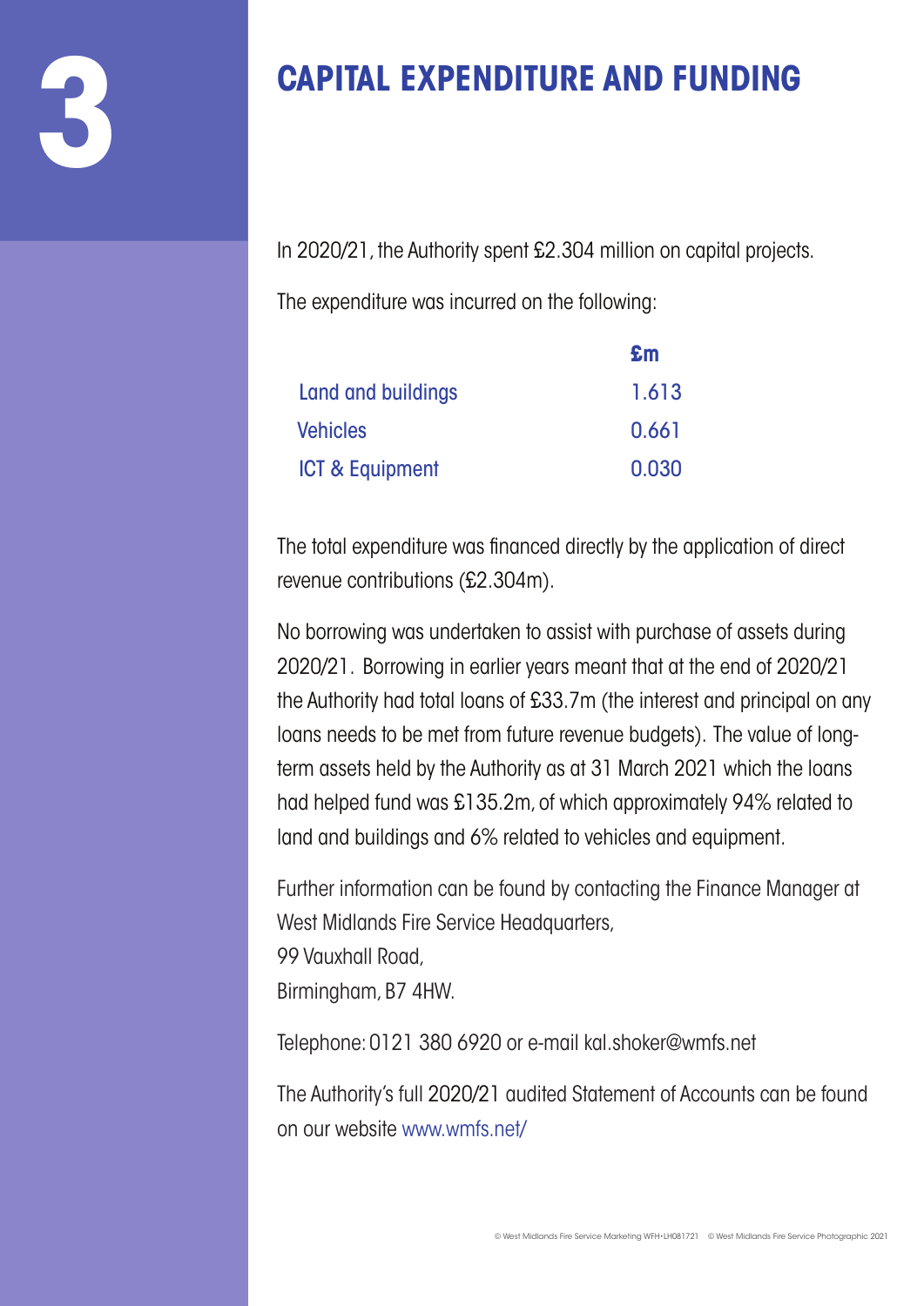# 3 CAPITAL EXPENDITURE AND FUNDING

In 2020/21, the Authority spent £2.304 million on capital projects.

The expenditure was incurred on the following:

| | £m |
|---|---|
| Land and buildings | 1.613 |
| Vehicles | 0.661 |
| ICT & Equipment | 0.030 |

The total expenditure was financed directly by the application of direct revenue contributions (£2.304m).

No borrowing was undertaken to assist with purchase of assets during 2020/21. Borrowing in earlier years meant that at the end of 2020/21 the Authority had total loans of £33.7m (the interest and principal on any loans needs to be met from future revenue budgets). The value of long-term assets held by the Authority as at 31 March 2021 which the loans had helped fund was £135.2m, of which approximately 94% related to land and buildings and 6% related to vehicles and equipment.

Further information can be found by contacting the Finance Manager at West Midlands Fire Service Headquarters,
99 Vauxhall Road,
Birmingham, B7 4HW.

Telephone: 0121 380 6920 or e-mail kal.shoker@wmfs.net

The Authority's full 2020/21 audited Statement of Accounts can be found on our website www.wmfs.net/

© West Midlands Fire Service Marketing WFH•LH081721 © West Midlands Fire Service Photographic 2021